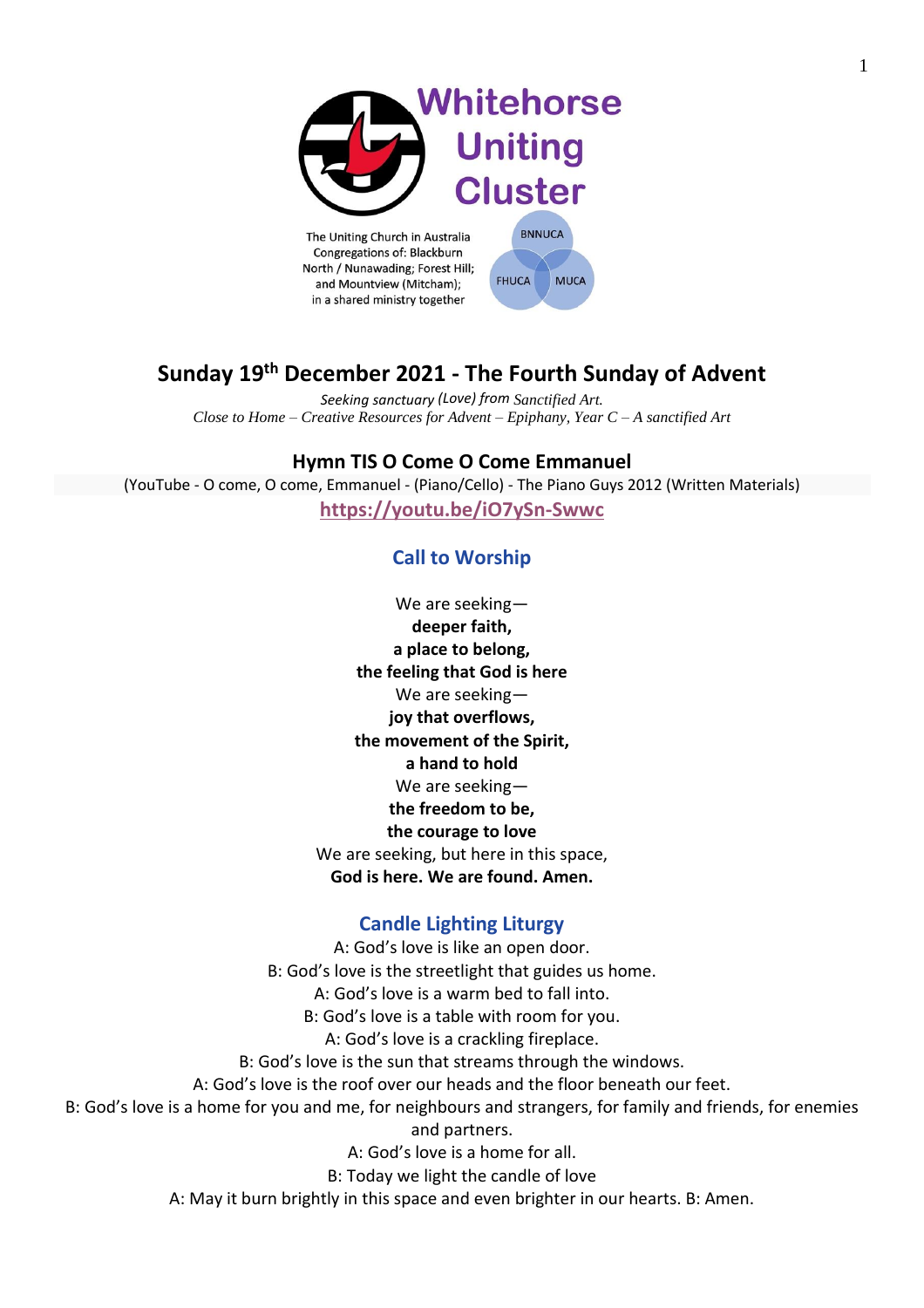# Whitehorse Uniting Cluster

The Uniting Church in Australia
Congregations of: Blackburn North / Nunawading; Forest Hill; and Mountview (Mitcham); in a shared ministry together

BNNUCA FHUCA MUCA

## Sunday 19th December 2021 - The Fourth Sunday of Advent

*Seeking sanctuary (Love) from Sanctified Art.*
*Close to Home – Creative Resources for Advent – Epiphany, Year C – A sanctified Art*

### Hymn TIS O Come O Come Emmanuel

(YouTube - O come, O come, Emmanuel - (Piano/Cello) - The Piano Guys 2012 (Written Materials)

**https://youtu.be/iO7ySn-Swwc**

### Call to Worship

We are seeking—
**deeper faith,**
**a place to belong,**
**the feeling that God is here**
We are seeking—
**joy that overflows,**
**the movement of the Spirit,**
**a hand to hold**
We are seeking—
**the freedom to be,**
**the courage to love**
We are seeking, but here in this space,
**God is here. We are found. Amen.**

### Candle Lighting Liturgy

A: God's love is like an open door.
B: God's love is the streetlight that guides us home.
A: God's love is a warm bed to fall into.
B: God's love is a table with room for you.
A: God's love is a crackling fireplace.
B: God's love is the sun that streams through the windows.
A: God's love is the roof over our heads and the floor beneath our feet.
B: God's love is a home for you and me, for neighbours and strangers, for family and friends, for enemies and partners.
A: God's love is a home for all.
B: Today we light the candle of love
A: May it burn brightly in this space and even brighter in our hearts. B: Amen.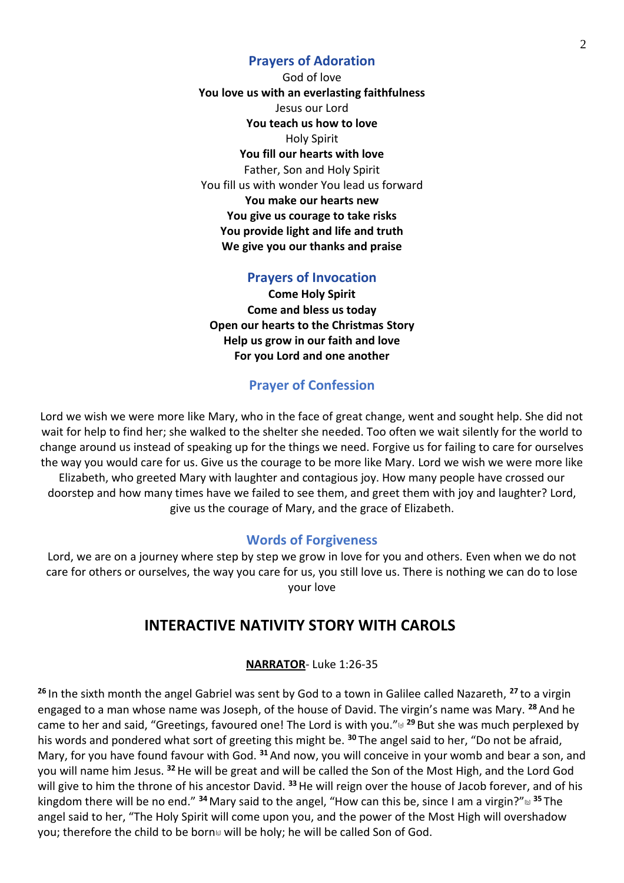## Prayers of Adoration

God of love
**You love us with an everlasting faithfulness**
Jesus our Lord
**You teach us how to love**
Holy Spirit
**You fill our hearts with love**
Father, Son and Holy Spirit
You fill us with wonder You lead us forward
**You make our hearts new**
**You give us courage to take risks**
**You provide light and life and truth**
**We give you our thanks and praise**

## Prayers of Invocation

**Come Holy Spirit**
**Come and bless us today**
**Open our hearts to the Christmas Story**
**Help us grow in our faith and love**
**For you Lord and one another**

## Prayer of Confession

Lord we wish we were more like Mary, who in the face of great change, went and sought help. She did not wait for help to find her; she walked to the shelter she needed. Too often we wait silently for the world to change around us instead of speaking up for the things we need. Forgive us for failing to care for ourselves the way you would care for us. Give us the courage to be more like Mary. Lord we wish we were more like Elizabeth, who greeted Mary with laughter and contagious joy. How many people have crossed our doorstep and how many times have we failed to see them, and greet them with joy and laughter? Lord, give us the courage of Mary, and the grace of Elizabeth.

## Words of Forgiveness

Lord, we are on a journey where step by step we grow in love for you and others. Even when we do not care for others or ourselves, the way you care for us, you still love us. There is nothing we can do to lose your love

# INTERACTIVE NATIVITY STORY WITH CAROLS

**NARRATOR**- Luke 1:26-35

[26] In the sixth month the angel Gabriel was sent by God to a town in Galilee called Nazareth, [27] to a virgin engaged to a man whose name was Joseph, of the house of David. The virgin's name was Mary. [28] And he came to her and said, "Greetings, favoured one! The Lord is with you." [29] But she was much perplexed by his words and pondered what sort of greeting this might be. [30] The angel said to her, "Do not be afraid, Mary, for you have found favour with God. [31] And now, you will conceive in your womb and bear a son, and you will name him Jesus. [32] He will be great and will be called the Son of the Most High, and the Lord God will give to him the throne of his ancestor David. [33] He will reign over the house of Jacob forever, and of his kingdom there will be no end." [34] Mary said to the angel, "How can this be, since I am a virgin?" [35] The angel said to her, "The Holy Spirit will come upon you, and the power of the Most High will overshadow you; therefore the child to be born will be holy; he will be called Son of God.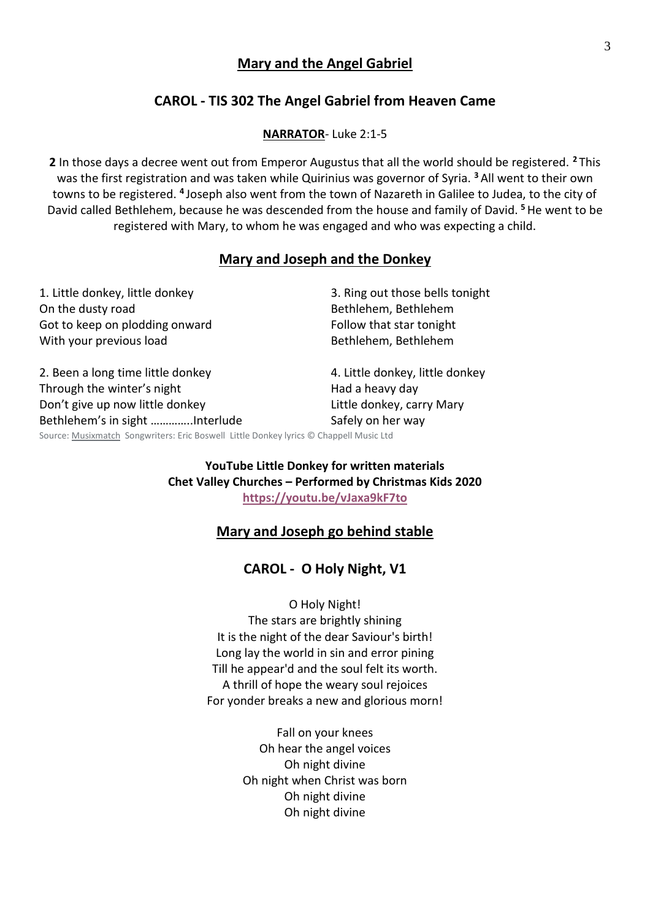## Mary and the Angel Gabriel

### CAROL - TIS 302 The Angel Gabriel from Heaven Came

**NARRATOR**- Luke 2:1-5

**2** In those days a decree went out from Emperor Augustus that all the world should be registered. [2] This was the first registration and was taken while Quirinius was governor of Syria. [3] All went to their own towns to be registered. [4] Joseph also went from the town of Nazareth in Galilee to Judea, to the city of David called Bethlehem, because he was descended from the house and family of David. [5] He went to be registered with Mary, to whom he was engaged and who was expecting a child.

## Mary and Joseph and the Donkey

1. Little donkey, little donkey
On the dusty road
Got to keep on plodding onward
With your previous load

2. Been a long time little donkey
Through the winter's night
Don't give up now little donkey
Bethlehem's in sight ………….Interlude

3. Ring out those bells tonight
Bethlehem, Bethlehem
Follow that star tonight
Bethlehem, Bethlehem

4. Little donkey, little donkey
Had a heavy day
Little donkey, carry Mary
Safely on her way

Source: Musixmatch Songwriters: Eric Boswell Little Donkey lyrics © Chappell Music Ltd

**YouTube Little Donkey for written materials**
**Chet Valley Churches – Performed by Christmas Kids 2020**
**https://youtu.be/vJaxa9kF7to**

## Mary and Joseph go behind stable

### CAROL - O Holy Night, V1

O Holy Night!
The stars are brightly shining
It is the night of the dear Saviour's birth!
Long lay the world in sin and error pining
Till he appear'd and the soul felt its worth.
A thrill of hope the weary soul rejoices
For yonder breaks a new and glorious morn!

Fall on your knees
Oh hear the angel voices
Oh night divine
Oh night when Christ was born
Oh night divine
Oh night divine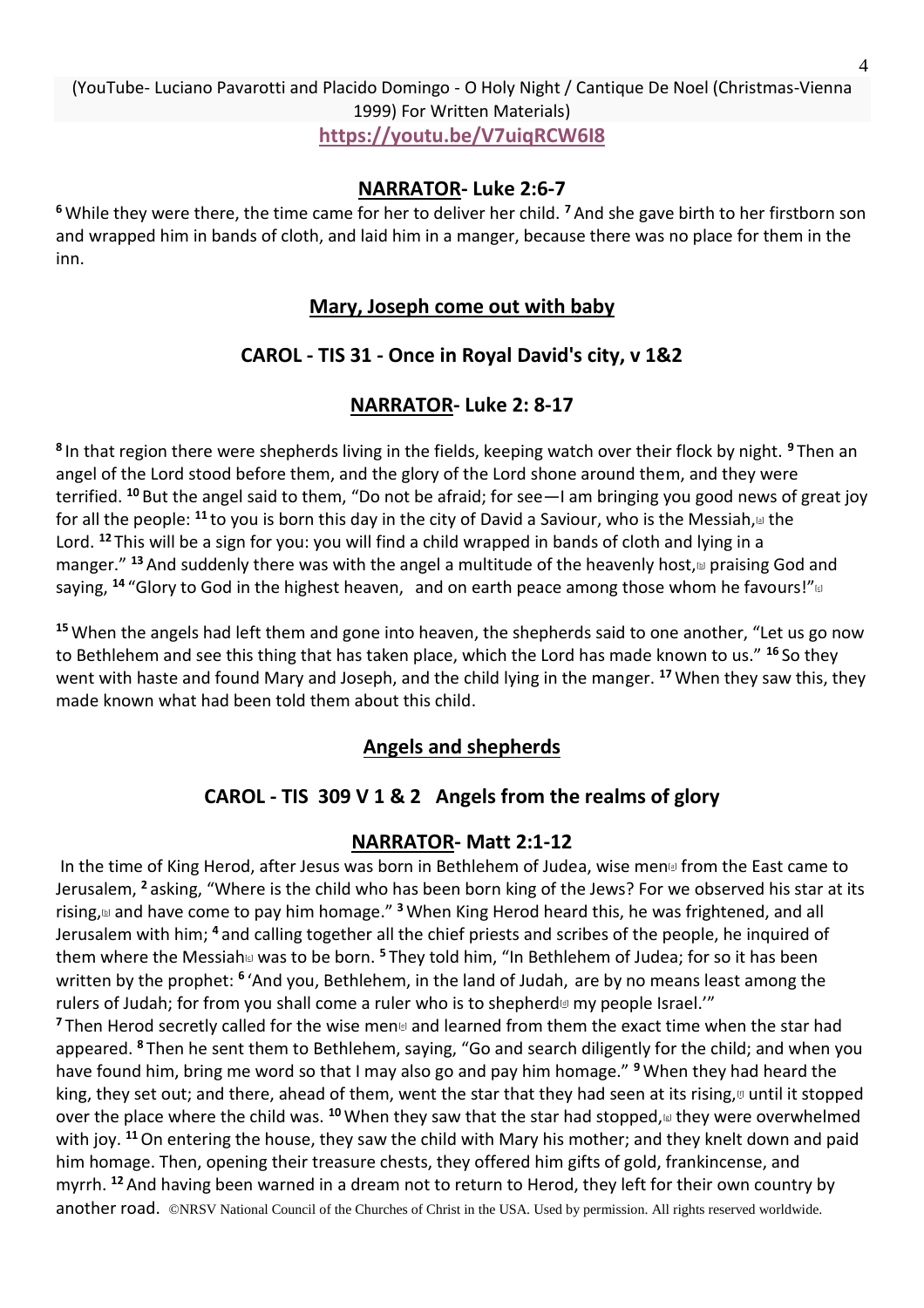(YouTube- Luciano Pavarotti and Placido Domingo - O Holy Night / Cantique De Noel (Christmas-Vienna 1999) For Written Materials)

**https://youtu.be/V7uiqRCW6I8**

## NARRATOR- Luke 2:6-7

[6] While they were there, the time came for her to deliver her child. [7] And she gave birth to her firstborn son and wrapped him in bands of cloth, and laid him in a manger, because there was no place for them in the inn.

## Mary, Joseph come out with baby

## CAROL - TIS 31 - Once in Royal David's city, v 1&2

## NARRATOR- Luke 2: 8-17

[8] In that region there were shepherds living in the fields, keeping watch over their flock by night. [9] Then an angel of the Lord stood before them, and the glory of the Lord shone around them, and they were terrified. [10] But the angel said to them, "Do not be afraid; for see—I am bringing you good news of great joy for all the people: [11] to you is born this day in the city of David a Saviour, who is the Messiah,[b] the Lord. [12] This will be a sign for you: you will find a child wrapped in bands of cloth and lying in a manger." [13] And suddenly there was with the angel a multitude of the heavenly host,[b] praising God and saying, [14] "Glory to God in the highest heaven, and on earth peace among those whom he favours!"[c]

[15] When the angels had left them and gone into heaven, the shepherds said to one another, "Let us go now to Bethlehem and see this thing that has taken place, which the Lord has made known to us." [16] So they went with haste and found Mary and Joseph, and the child lying in the manger. [17] When they saw this, they made known what had been told them about this child.

## Angels and shepherds

## CAROL - TIS 309 V 1 & 2 Angels from the realms of glory

## NARRATOR- Matt 2:1-12

In the time of King Herod, after Jesus was born in Bethlehem of Judea, wise men[a] from the East came to Jerusalem, [2] asking, "Where is the child who has been born king of the Jews? For we observed his star at its rising,[b] and have come to pay him homage." [3] When King Herod heard this, he was frightened, and all Jerusalem with him; [4] and calling together all the chief priests and scribes of the people, he inquired of them where the Messiah[c] was to be born. [5] They told him, "In Bethlehem of Judea; for so it has been written by the prophet: [6] 'And you, Bethlehem, in the land of Judah, are by no means least among the rulers of Judah; for from you shall come a ruler who is to shepherd[d] my people Israel.'"

[7] Then Herod secretly called for the wise men[e] and learned from them the exact time when the star had appeared. [8] Then he sent them to Bethlehem, saying, "Go and search diligently for the child; and when you have found him, bring me word so that I may also go and pay him homage." [9] When they had heard the king, they set out; and there, ahead of them, went the star that they had seen at its rising,[f] until it stopped over the place where the child was. [10] When they saw that the star had stopped,[g] they were overwhelmed with joy. [11] On entering the house, they saw the child with Mary his mother; and they knelt down and paid him homage. Then, opening their treasure chests, they offered him gifts of gold, frankincense, and myrrh. [12] And having been warned in a dream not to return to Herod, they left for their own country by another road. ©NRSV National Council of the Churches of Christ in the USA. Used by permission. All rights reserved worldwide.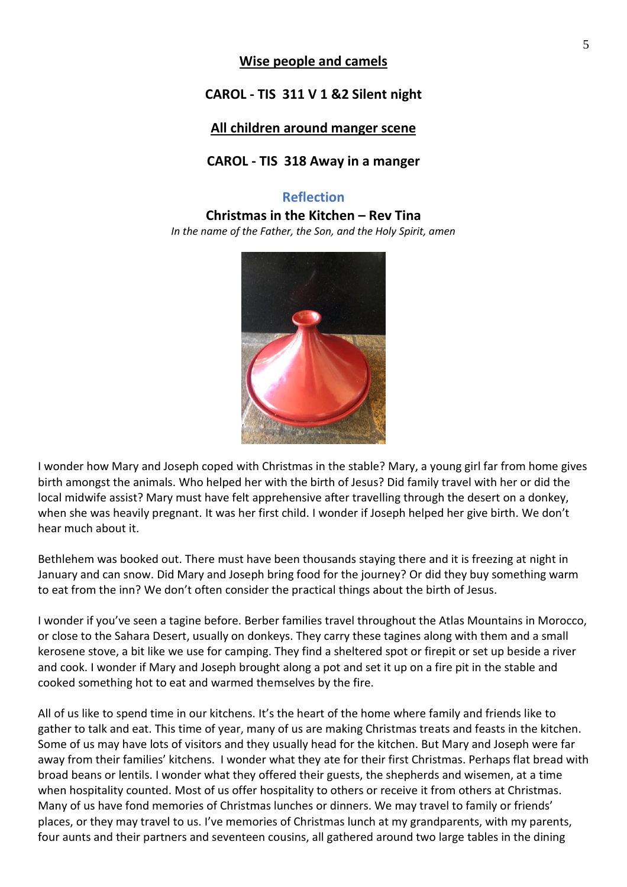**Wise people and camels**

**CAROL - TIS 311 V 1 &2 Silent night**

**All children around manger scene**

**CAROL - TIS 318 Away in a manger**

## Reflection

### Christmas in the Kitchen – Rev Tina

*In the name of the Father, the Son, and the Holy Spirit, amen*

I wonder how Mary and Joseph coped with Christmas in the stable? Mary, a young girl far from home gives birth amongst the animals. Who helped her with the birth of Jesus? Did family travel with her or did the local midwife assist? Mary must have felt apprehensive after travelling through the desert on a donkey, when she was heavily pregnant. It was her first child. I wonder if Joseph helped her give birth. We don't hear much about it.

Bethlehem was booked out. There must have been thousands staying there and it is freezing at night in January and can snow. Did Mary and Joseph bring food for the journey? Or did they buy something warm to eat from the inn? We don't often consider the practical things about the birth of Jesus.

I wonder if you've seen a tagine before. Berber families travel throughout the Atlas Mountains in Morocco, or close to the Sahara Desert, usually on donkeys. They carry these tagines along with them and a small kerosene stove, a bit like we use for camping. They find a sheltered spot or firepit or set up beside a river and cook. I wonder if Mary and Joseph brought along a pot and set it up on a fire pit in the stable and cooked something hot to eat and warmed themselves by the fire.

All of us like to spend time in our kitchens. It's the heart of the home where family and friends like to gather to talk and eat. This time of year, many of us are making Christmas treats and feasts in the kitchen. Some of us may have lots of visitors and they usually head for the kitchen. But Mary and Joseph were far away from their families' kitchens. I wonder what they ate for their first Christmas. Perhaps flat bread with broad beans or lentils. I wonder what they offered their guests, the shepherds and wisemen, at a time when hospitality counted. Most of us offer hospitality to others or receive it from others at Christmas. Many of us have fond memories of Christmas lunches or dinners. We may travel to family or friends' places, or they may travel to us. I've memories of Christmas lunch at my grandparents, with my parents, four aunts and their partners and seventeen cousins, all gathered around two large tables in the dining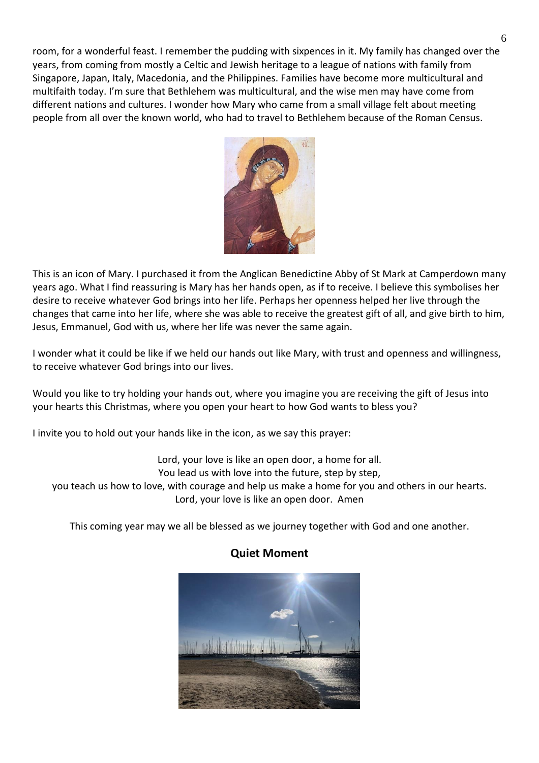room, for a wonderful feast. I remember the pudding with sixpences in it. My family has changed over the years, from coming from mostly a Celtic and Jewish heritage to a league of nations with family from Singapore, Japan, Italy, Macedonia, and the Philippines. Families have become more multicultural and multifaith today. I'm sure that Bethlehem was multicultural, and the wise men may have come from different nations and cultures. I wonder how Mary who came from a small village felt about meeting people from all over the known world, who had to travel to Bethlehem because of the Roman Census.

This is an icon of Mary. I purchased it from the Anglican Benedictine Abby of St Mark at Camperdown many years ago. What I find reassuring is Mary has her hands open, as if to receive. I believe this symbolises her desire to receive whatever God brings into her life. Perhaps her openness helped her live through the changes that came into her life, where she was able to receive the greatest gift of all, and give birth to him, Jesus, Emmanuel, God with us, where her life was never the same again.

I wonder what it could be like if we held our hands out like Mary, with trust and openness and willingness, to receive whatever God brings into our lives.

Would you like to try holding your hands out, where you imagine you are receiving the gift of Jesus into your hearts this Christmas, where you open your heart to how God wants to bless you?

I invite you to hold out your hands like in the icon, as we say this prayer:

Lord, your love is like an open door, a home for all.
You lead us with love into the future, step by step,
you teach us how to love, with courage and help us make a home for you and others in our hearts.
Lord, your love is like an open door. Amen

This coming year may we all be blessed as we journey together with God and one another.

## Quiet Moment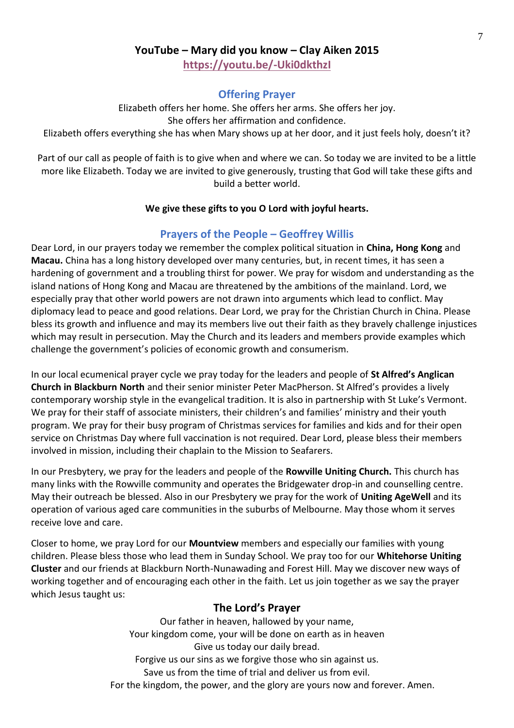## YouTube – Mary did you know – Clay Aiken 2015

**https://youtu.be/-Uki0dkthzI**

## Offering Prayer

Elizabeth offers her home. She offers her arms. She offers her joy.
She offers her affirmation and confidence.
Elizabeth offers everything she has when Mary shows up at her door, and it just feels holy, doesn't it?

Part of our call as people of faith is to give when and where we can. So today we are invited to be a little more like Elizabeth. Today we are invited to give generously, trusting that God will take these gifts and build a better world.

**We give these gifts to you O Lord with joyful hearts.**

## Prayers of the People – Geoffrey Willis

Dear Lord, in our prayers today we remember the complex political situation in **China, Hong Kong** and **Macau.** China has a long history developed over many centuries, but, in recent times, it has seen a hardening of government and a troubling thirst for power. We pray for wisdom and understanding as the island nations of Hong Kong and Macau are threatened by the ambitions of the mainland. Lord, we especially pray that other world powers are not drawn into arguments which lead to conflict. May diplomacy lead to peace and good relations. Dear Lord, we pray for the Christian Church in China. Please bless its growth and influence and may its members live out their faith as they bravely challenge injustices which may result in persecution. May the Church and its leaders and members provide examples which challenge the government's policies of economic growth and consumerism.

In our local ecumenical prayer cycle we pray today for the leaders and people of **St Alfred's Anglican Church in Blackburn North** and their senior minister Peter MacPherson. St Alfred's provides a lively contemporary worship style in the evangelical tradition. It is also in partnership with St Luke's Vermont. We pray for their staff of associate ministers, their children's and families' ministry and their youth program. We pray for their busy program of Christmas services for families and kids and for their open service on Christmas Day where full vaccination is not required. Dear Lord, please bless their members involved in mission, including their chaplain to the Mission to Seafarers.

In our Presbytery, we pray for the leaders and people of the **Rowville Uniting Church.** This church has many links with the Rowville community and operates the Bridgewater drop-in and counselling centre. May their outreach be blessed. Also in our Presbytery we pray for the work of **Uniting AgeWell** and its operation of various aged care communities in the suburbs of Melbourne. May those whom it serves receive love and care.

Closer to home, we pray Lord for our **Mountview** members and especially our families with young children. Please bless those who lead them in Sunday School. We pray too for our **Whitehorse Uniting Cluster** and our friends at Blackburn North-Nunawading and Forest Hill. May we discover new ways of working together and of encouraging each other in the faith. Let us join together as we say the prayer which Jesus taught us:

## The Lord's Prayer

Our father in heaven, hallowed by your name,
Your kingdom come, your will be done on earth as in heaven
Give us today our daily bread.
Forgive us our sins as we forgive those who sin against us.
Save us from the time of trial and deliver us from evil.
For the kingdom, the power, and the glory are yours now and forever. Amen.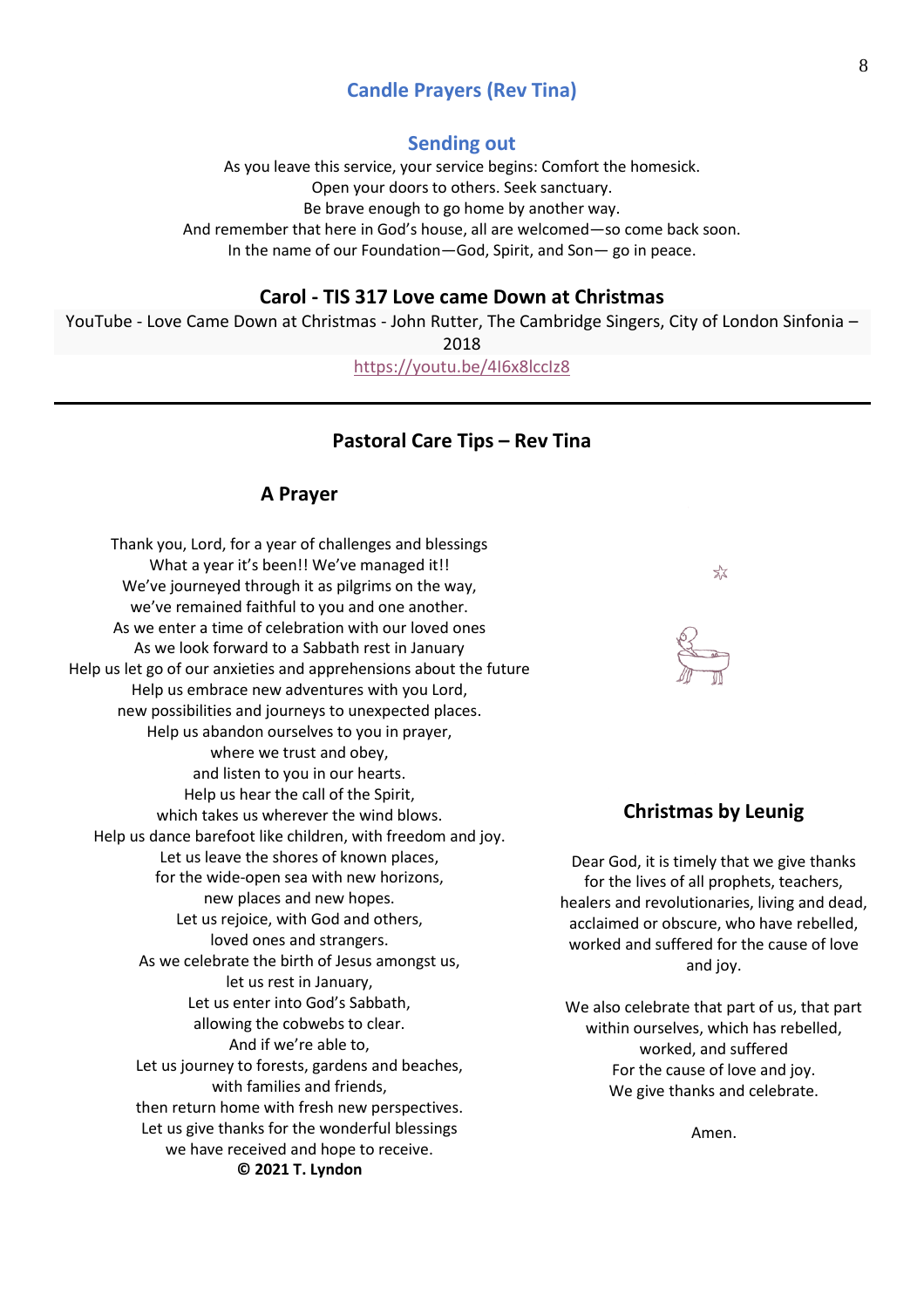## Candle Prayers (Rev Tina)

## Sending out

As you leave this service, your service begins: Comfort the homesick.
Open your doors to others. Seek sanctuary.
Be brave enough to go home by another way.
And remember that here in God's house, all are welcomed—so come back soon.
In the name of our Foundation—God, Spirit, and Son— go in peace.

### Carol - TIS 317 Love came Down at Christmas

YouTube - Love Came Down at Christmas - John Rutter, The Cambridge Singers, City of London Sinfonia – 2018

https://youtu.be/4I6x8lccIz8

---

### Pastoral Care Tips – Rev Tina

### A Prayer

Thank you, Lord, for a year of challenges and blessings
What a year it's been!! We've managed it!!
We've journeyed through it as pilgrims on the way,
we've remained faithful to you and one another.
As we enter a time of celebration with our loved ones
As we look forward to a Sabbath rest in January
Help us let go of our anxieties and apprehensions about the future
Help us embrace new adventures with you Lord,
new possibilities and journeys to unexpected places.
Help us abandon ourselves to you in prayer,
where we trust and obey,
and listen to you in our hearts.
Help us hear the call of the Spirit,
which takes us wherever the wind blows.
Help us dance barefoot like children, with freedom and joy.
Let us leave the shores of known places,
for the wide-open sea with new horizons,
new places and new hopes.
Let us rejoice, with God and others,
loved ones and strangers.
As we celebrate the birth of Jesus amongst us,
let us rest in January,
Let us enter into God's Sabbath,
allowing the cobwebs to clear.
And if we're able to,
Let us journey to forests, gardens and beaches,
with families and friends,
then return home with fresh new perspectives.
Let us give thanks for the wonderful blessings
we have received and hope to receive.
**© 2021 T. Lyndon**

### Christmas by Leunig

Dear God, it is timely that we give thanks
for the lives of all prophets, teachers,
healers and revolutionaries, living and dead,
acclaimed or obscure, who have rebelled,
worked and suffered for the cause of love
and joy.

We also celebrate that part of us, that part
within ourselves, which has rebelled,
worked, and suffered
For the cause of love and joy.
We give thanks and celebrate.

Amen.